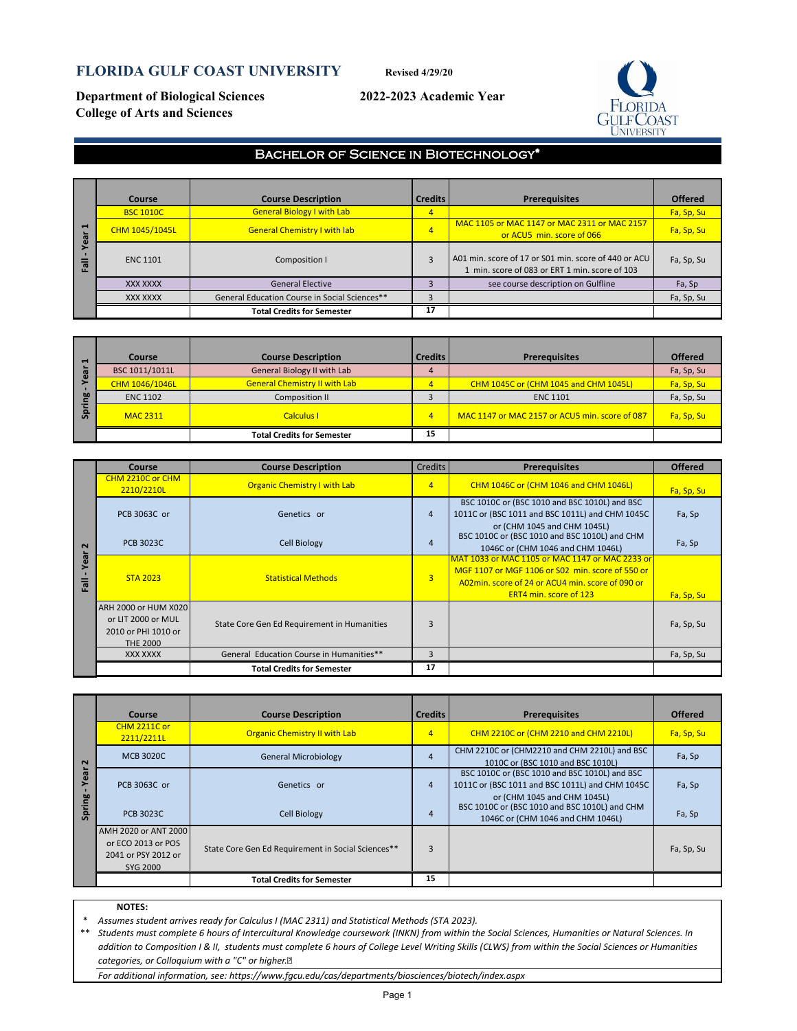# FLORIDA GULF COAST UNIVERSITY

Revised 4/29/20

**Department of Biological Sciences**
**College of Arts and Sciences**

**2022-2023 Academic Year**

## Bachelor of Science in Biotechnology*

### Fall - Year 1

| Course | Course Description | Credits | Prerequisites | Offered |
|---|---|---|---|---|
| BSC 1010C | General Biology I with Lab | 4 | | Fa, Sp, Su |
| CHM 1045/1045L | General Chemistry I with lab | 4 | MAC 1105 or MAC 1147 or MAC 2311 or MAC 2157 or ACU5 min. score of 066 | Fa, Sp, Su |
| ENC 1101 | Composition I | 3 | A01 min. score of 17 or S01 min. score of 440 or ACU 1 min. score of 083 or ERT 1 min. score of 103 | Fa, Sp, Su |
| XXX XXXX | General Elective | 3 | see course description on Gulfline | Fa, Sp |
| XXX XXXX | General Education Course in Social Sciences** | 3 | | Fa, Sp, Su |
| | **Total Credits for Semester** | 17 | | |

### Spring - Year 1

| Course | Course Description | Credits | Prerequisites | Offered |
|---|---|---|---|---|
| BSC 1011/1011L | General Biology II with Lab | 4 | | Fa, Sp, Su |
| CHM 1046/1046L | General Chemistry II with Lab | 4 | CHM 1045C or (CHM 1045 and CHM 1045L) | Fa, Sp, Su |
| ENC 1102 | Composition II | 3 | ENC 1101 | Fa, Sp, Su |
| MAC 2311 | Calculus I | 4 | MAC 1147 or MAC 2157 or ACU5 min. score of 087 | Fa, Sp, Su |
| | **Total Credits for Semester** | 15 | | |

### Fall - Year 2

| Course | Course Description | Credits | Prerequisites | Offered |
|---|---|---|---|---|
| CHM 2210C or CHM 2210/2210L | Organic Chemistry I with Lab | 4 | CHM 1046C or (CHM 1046 and CHM 1046L) | Fa, Sp, Su |
| PCB 3063C or | Genetics or | 4 | BSC 1010C or (BSC 1010 and BSC 1010L) and BSC 1011C or (BSC 1011 and BSC 1011L) and CHM 1045C or (CHM 1045 and CHM 1045L) | Fa, Sp |
| PCB 3023C | Cell Biology | 4 | BSC 1010C or (BSC 1010 and BSC 1010L) and CHM 1046C or (CHM 1046 and CHM 1046L) | Fa, Sp |
| STA 2023 | Statistical Methods | 3 | MAT 1033 or MAC 1105 or MAC 1147 or MAC 2233 or MGF 1107 or MGF 1106 or S02 min. score of 550 or A02min. score of 24 or ACU4 min. score of 090 or ERT4 min. score of 123 | Fa, Sp, Su |
| ARH 2000 or HUM X020 or LIT 2000 or MUL 2010 or PHI 1010 or THE 2000 | State Core Gen Ed Requirement in Humanities | 3 | | Fa, Sp, Su |
| XXX XXXX | General Education Course in Humanities** | 3 | | Fa, Sp, Su |
| | **Total Credits for Semester** | 17 | | |

### Spring - Year 2

| Course | Course Description | Credits | Prerequisites | Offered |
|---|---|---|---|---|
| CHM 2211C or 2211/2211L | Organic Chemistry II with Lab | 4 | CHM 2210C or (CHM 2210 and CHM 2210L) | Fa, Sp, Su |
| MCB 3020C | General Microbiology | 4 | CHM 2210C or (CHM2210 and CHM 2210L) and BSC 1010C or (BSC 1010 and BSC 1010L) | Fa, Sp |
| PCB 3063C or | Genetics or | 4 | BSC 1010C or (BSC 1010 and BSC 1010L) and BSC 1011C or (BSC 1011 and BSC 1011L) and CHM 1045C or (CHM 1045 and CHM 1045L) | Fa, Sp |
| PCB 3023C | Cell Biology | 4 | BSC 1010C or (BSC 1010 and BSC 1010L) and CHM 1046C or (CHM 1046 and CHM 1046L) | Fa, Sp |
| AMH 2020 or ANT 2000 or ECO 2013 or POS 2041 or PSY 2012 or SYG 2000 | State Core Gen Ed Requirement in Social Sciences** | 3 | | Fa, Sp, Su |
| | **Total Credits for Semester** | 15 | | |

**NOTES:**

\* *Assumes student arrives ready for Calculus I (MAC 2311) and Statistical Methods (STA 2023).*

\*\* *Students must complete 6 hours of Intercultural Knowledge coursework (INKN) from within the Social Sciences, Humanities or Natural Sciences. In addition to Composition I & II, students must complete 6 hours of College Level Writing Skills (CLWS) from within the Social Sciences or Humanities categories, or Colloquium with a "C" or higher.*

*For additional information, see: https://www.fgcu.edu/cas/departments/biosciences/biotech/index.aspx*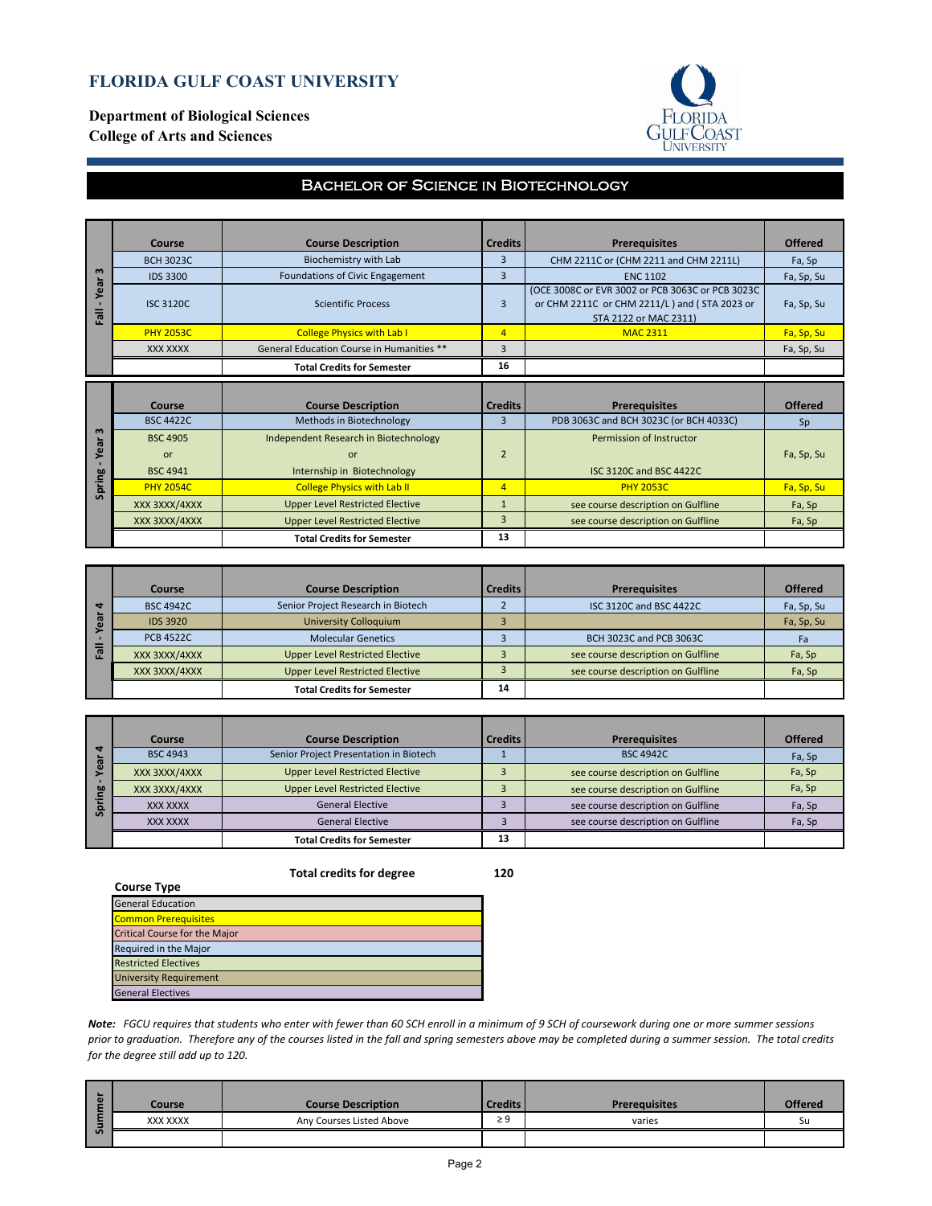# FLORIDA GULF COAST UNIVERSITY

**Department of Biological Sciences**
**College of Arts and Sciences**

## Bachelor of Science in Biotechnology

### Fall - Year 3

| Course | Course Description | Credits | Prerequisites | Offered |
|---|---|---|---|---|
| BCH 3023C | Biochemistry with Lab | 3 | CHM 2211C or (CHM 2211 and CHM 2211L) | Fa, Sp |
| IDS 3300 | Foundations of Civic Engagement | 3 | ENC 1102 | Fa, Sp, Su |
| ISC 3120C | Scientific Process | 3 | (OCE 3008C or EVR 3002 or PCB 3063C or PCB 3023C or CHM 2211C or CHM 2211/L ) and ( STA 2023 or STA 2122 or MAC 2311) | Fa, Sp, Su |
| PHY 2053C | College Physics with Lab I | 4 | MAC 2311 | Fa, Sp, Su |
| XXX XXXX | General Education Course in Humanities ** | 3 | | Fa, Sp, Su |
| | Total Credits for Semester | 16 | | |

### Spring - Year 3

| Course | Course Description | Credits | Prerequisites | Offered |
|---|---|---|---|---|
| BSC 4422C | Methods in Biotechnology | 3 | PDB 3063C and BCH 3023C (or BCH 4033C) | Sp |
| BSC 4905 or BSC 4941 | Independent Research in Biotechnology or Internship in Biotechnology | 2 | Permission of Instructor / ISC 3120C and BSC 4422C | Fa, Sp, Su |
| PHY 2054C | College Physics with Lab II | 4 | PHY 2053C | Fa, Sp, Su |
| XXX 3XXX/4XXX | Upper Level Restricted Elective | 1 | see course description on Gulfline | Fa, Sp |
| XXX 3XXX/4XXX | Upper Level Restricted Elective | 3 | see course description on Gulfline | Fa, Sp |
| | Total Credits for Semester | 13 | | |

### Fall - Year 4

| Course | Course Description | Credits | Prerequisites | Offered |
|---|---|---|---|---|
| BSC 4942C | Senior Project Research in Biotech | 2 | ISC 3120C and BSC 4422C | Fa, Sp, Su |
| IDS 3920 | University Colloquium | 3 | | Fa, Sp, Su |
| PCB 4522C | Molecular Genetics | 3 | BCH 3023C and PCB 3063C | Fa |
| XXX 3XXX/4XXX | Upper Level Restricted Elective | 3 | see course description on Gulfline | Fa, Sp |
| XXX 3XXX/4XXX | Upper Level Restricted Elective | 3 | see course description on Gulfline | Fa, Sp |
| | Total Credits for Semester | 14 | | |

### Spring - Year 4

| Course | Course Description | Credits | Prerequisites | Offered |
|---|---|---|---|---|
| BSC 4943 | Senior Project Presentation in Biotech | 1 | BSC 4942C | Fa, Sp |
| XXX 3XXX/4XXX | Upper Level Restricted Elective | 3 | see course description on Gulfline | Fa, Sp |
| XXX 3XXX/4XXX | Upper Level Restricted Elective | 3 | see course description on Gulfline | Fa, Sp |
| XXX XXXX | General Elective | 3 | see course description on Gulfline | Fa, Sp |
| XXX XXXX | General Elective | 3 | see course description on Gulfline | Fa, Sp |
| | Total Credits for Semester | 13 | | |

**Total credits for degree** **120**

**Course Type**

- General Education
- Common Prerequisites
- Critical Course for the Major
- Required in the Major
- Restricted Electives
- University Requirement
- General Electives

***Note:*** *FGCU requires that students who enter with fewer than 60 SCH enroll in a minimum of 9 SCH of coursework during one or more summer sessions prior to graduation. Therefore any of the courses listed in the fall and spring semesters above may be completed during a summer session. The total credits for the degree still add up to 120.*

### Summer

| Course | Course Description | Credits | Prerequisites | Offered |
|---|---|---|---|---|
| XXX XXXX | Any Courses Listed Above | ≥ 9 | varies | Su |
| | | | | |